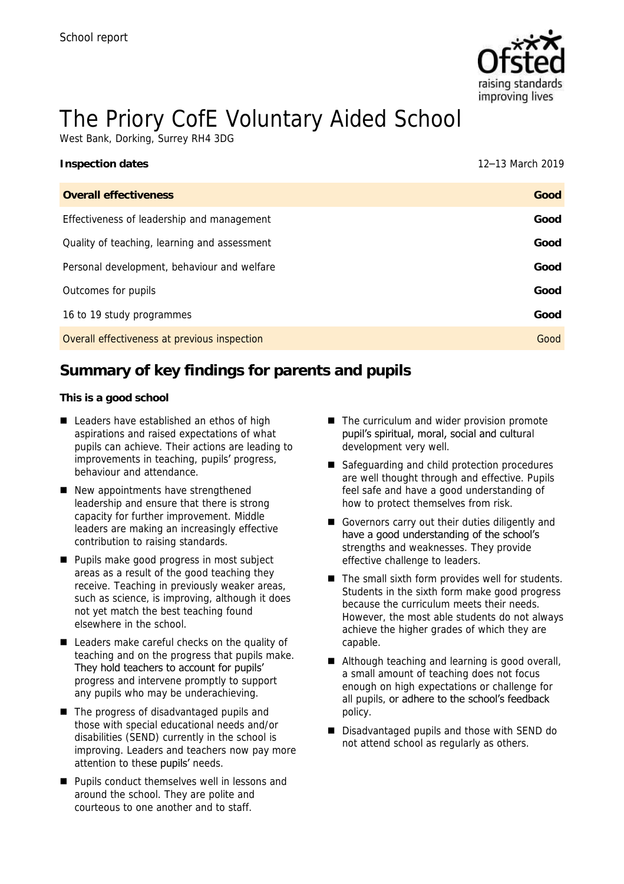School report

# The Priory CofE Voluntary Aided School

West Bank, Dorking, Surrey RH4 3DG

| Inspection dates | 12–13 March 2019 |
| --- | --- |
| **Overall effectiveness** | **Good** |
| Effectiveness of leadership and management | **Good** |
| Quality of teaching, learning and assessment | **Good** |
| Personal development, behaviour and welfare | **Good** |
| Outcomes for pupils | **Good** |
| 16 to 19 study programmes | **Good** |
| Overall effectiveness at previous inspection | Good |

## Summary of key findings for parents and pupils

**This is a good school**

- Leaders have established an ethos of high aspirations and raised expectations of what pupils can achieve. Their actions are leading to improvements in teaching, pupils' progress, behaviour and attendance.
- New appointments have strengthened leadership and ensure that there is strong capacity for further improvement. Middle leaders are making an increasingly effective contribution to raising standards.
- Pupils make good progress in most subject areas as a result of the good teaching they receive. Teaching in previously weaker areas, such as science, is improving, although it does not yet match the best teaching found elsewhere in the school.
- Leaders make careful checks on the quality of teaching and on the progress that pupils make. They hold teachers to account for pupils' progress and intervene promptly to support any pupils who may be underachieving.
- The progress of disadvantaged pupils and those with special educational needs and/or disabilities (SEND) currently in the school is improving. Leaders and teachers now pay more attention to these pupils' needs.
- Pupils conduct themselves well in lessons and around the school. They are polite and courteous to one another and to staff.
- The curriculum and wider provision promote pupil's spiritual, moral, social and cultural development very well.
- Safeguarding and child protection procedures are well thought through and effective. Pupils feel safe and have a good understanding of how to protect themselves from risk.
- Governors carry out their duties diligently and have a good understanding of the school's strengths and weaknesses. They provide effective challenge to leaders.
- The small sixth form provides well for students. Students in the sixth form make good progress because the curriculum meets their needs. However, the most able students do not always achieve the higher grades of which they are capable.
- Although teaching and learning is good overall, a small amount of teaching does not focus enough on high expectations or challenge for all pupils, or adhere to the school's feedback policy.
- Disadvantaged pupils and those with SEND do not attend school as regularly as others.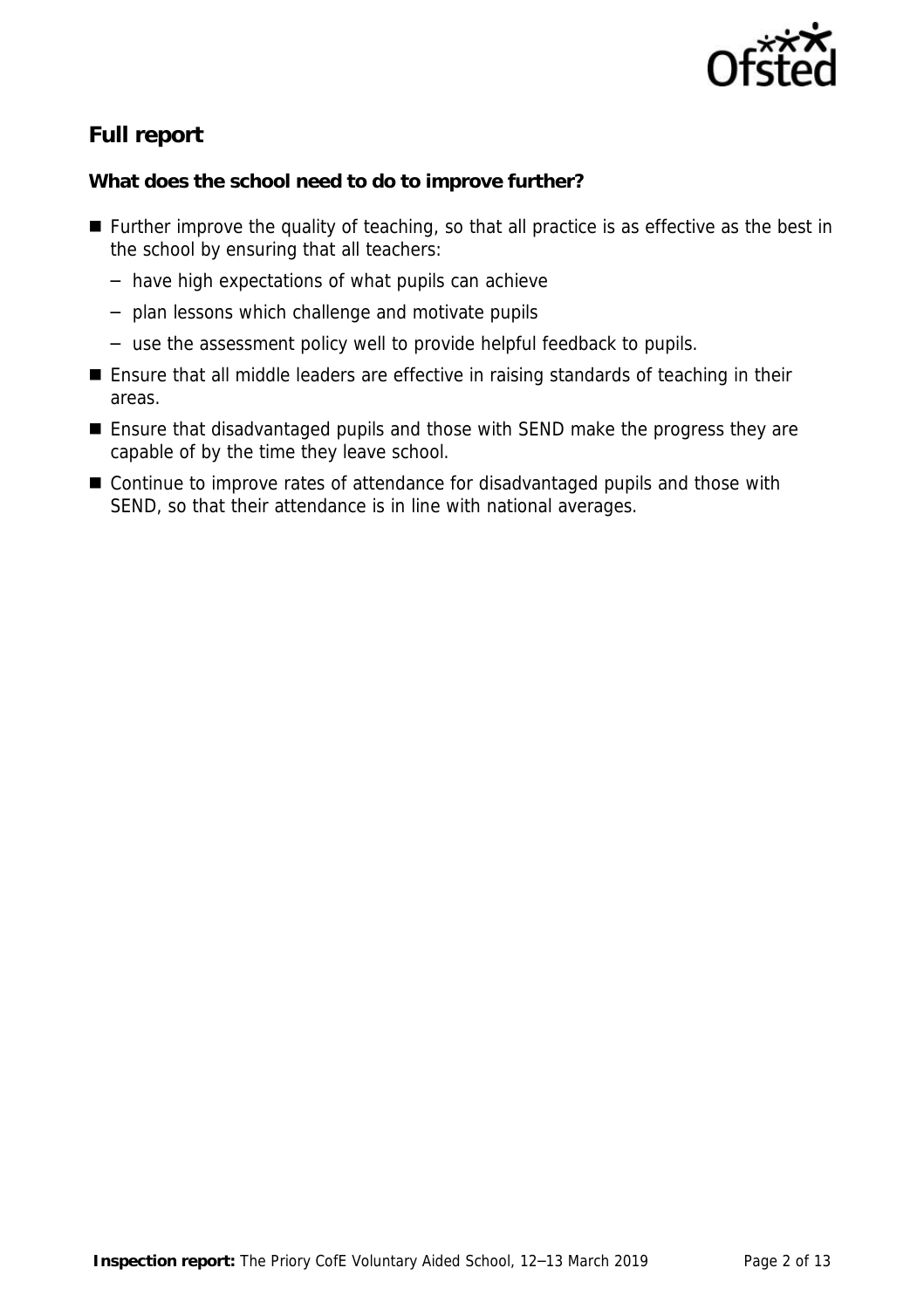## Full report

**What does the school need to do to improve further?**

- Further improve the quality of teaching, so that all practice is as effective as the best in the school by ensuring that all teachers:
  - have high expectations of what pupils can achieve
  - plan lessons which challenge and motivate pupils
  - use the assessment policy well to provide helpful feedback to pupils.
- Ensure that all middle leaders are effective in raising standards of teaching in their areas.
- Ensure that disadvantaged pupils and those with SEND make the progress they are capable of by the time they leave school.
- Continue to improve rates of attendance for disadvantaged pupils and those with SEND, so that their attendance is in line with national averages.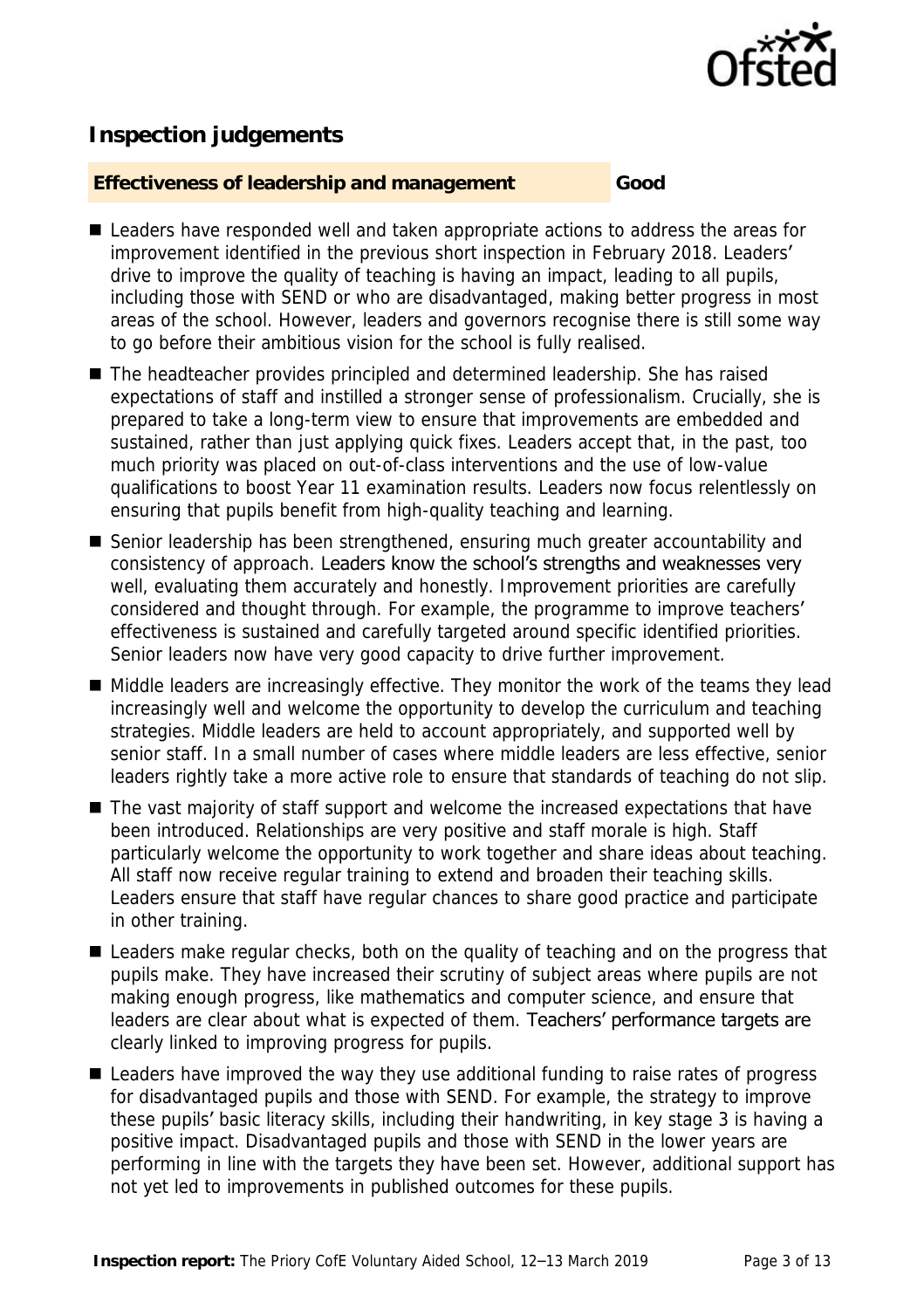## Inspection judgements

**Effectiveness of leadership and management** **Good**

- Leaders have responded well and taken appropriate actions to address the areas for improvement identified in the previous short inspection in February 2018. Leaders' drive to improve the quality of teaching is having an impact, leading to all pupils, including those with SEND or who are disadvantaged, making better progress in most areas of the school. However, leaders and governors recognise there is still some way to go before their ambitious vision for the school is fully realised.
- The headteacher provides principled and determined leadership. She has raised expectations of staff and instilled a stronger sense of professionalism. Crucially, she is prepared to take a long-term view to ensure that improvements are embedded and sustained, rather than just applying quick fixes. Leaders accept that, in the past, too much priority was placed on out-of-class interventions and the use of low-value qualifications to boost Year 11 examination results. Leaders now focus relentlessly on ensuring that pupils benefit from high-quality teaching and learning.
- Senior leadership has been strengthened, ensuring much greater accountability and consistency of approach. Leaders know the school's strengths and weaknesses very well, evaluating them accurately and honestly. Improvement priorities are carefully considered and thought through. For example, the programme to improve teachers' effectiveness is sustained and carefully targeted around specific identified priorities. Senior leaders now have very good capacity to drive further improvement.
- Middle leaders are increasingly effective. They monitor the work of the teams they lead increasingly well and welcome the opportunity to develop the curriculum and teaching strategies. Middle leaders are held to account appropriately, and supported well by senior staff. In a small number of cases where middle leaders are less effective, senior leaders rightly take a more active role to ensure that standards of teaching do not slip.
- The vast majority of staff support and welcome the increased expectations that have been introduced. Relationships are very positive and staff morale is high. Staff particularly welcome the opportunity to work together and share ideas about teaching. All staff now receive regular training to extend and broaden their teaching skills. Leaders ensure that staff have regular chances to share good practice and participate in other training.
- Leaders make regular checks, both on the quality of teaching and on the progress that pupils make. They have increased their scrutiny of subject areas where pupils are not making enough progress, like mathematics and computer science, and ensure that leaders are clear about what is expected of them. Teachers' performance targets are clearly linked to improving progress for pupils.
- Leaders have improved the way they use additional funding to raise rates of progress for disadvantaged pupils and those with SEND. For example, the strategy to improve these pupils' basic literacy skills, including their handwriting, in key stage 3 is having a positive impact. Disadvantaged pupils and those with SEND in the lower years are performing in line with the targets they have been set. However, additional support has not yet led to improvements in published outcomes for these pupils.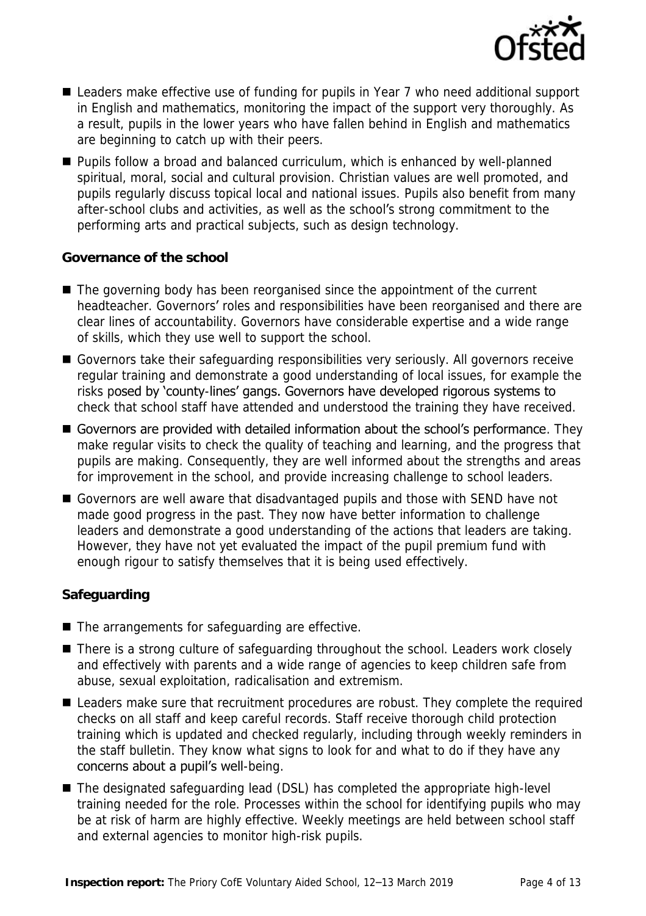- Leaders make effective use of funding for pupils in Year 7 who need additional support in English and mathematics, monitoring the impact of the support very thoroughly. As a result, pupils in the lower years who have fallen behind in English and mathematics are beginning to catch up with their peers.
- Pupils follow a broad and balanced curriculum, which is enhanced by well-planned spiritual, moral, social and cultural provision. Christian values are well promoted, and pupils regularly discuss topical local and national issues. Pupils also benefit from many after-school clubs and activities, as well as the school's strong commitment to the performing arts and practical subjects, such as design technology.

### Governance of the school

- The governing body has been reorganised since the appointment of the current headteacher. Governors' roles and responsibilities have been reorganised and there are clear lines of accountability. Governors have considerable expertise and a wide range of skills, which they use well to support the school.
- Governors take their safeguarding responsibilities very seriously. All governors receive regular training and demonstrate a good understanding of local issues, for example the risks posed by 'county-lines' gangs. Governors have developed rigorous systems to check that school staff have attended and understood the training they have received.
- Governors are provided with detailed information about the school's performance. They make regular visits to check the quality of teaching and learning, and the progress that pupils are making. Consequently, they are well informed about the strengths and areas for improvement in the school, and provide increasing challenge to school leaders.
- Governors are well aware that disadvantaged pupils and those with SEND have not made good progress in the past. They now have better information to challenge leaders and demonstrate a good understanding of the actions that leaders are taking. However, they have not yet evaluated the impact of the pupil premium fund with enough rigour to satisfy themselves that it is being used effectively.

### Safeguarding

- The arrangements for safeguarding are effective.
- There is a strong culture of safeguarding throughout the school. Leaders work closely and effectively with parents and a wide range of agencies to keep children safe from abuse, sexual exploitation, radicalisation and extremism.
- Leaders make sure that recruitment procedures are robust. They complete the required checks on all staff and keep careful records. Staff receive thorough child protection training which is updated and checked regularly, including through weekly reminders in the staff bulletin. They know what signs to look for and what to do if they have any concerns about a pupil's well-being.
- The designated safeguarding lead (DSL) has completed the appropriate high-level training needed for the role. Processes within the school for identifying pupils who may be at risk of harm are highly effective. Weekly meetings are held between school staff and external agencies to monitor high-risk pupils.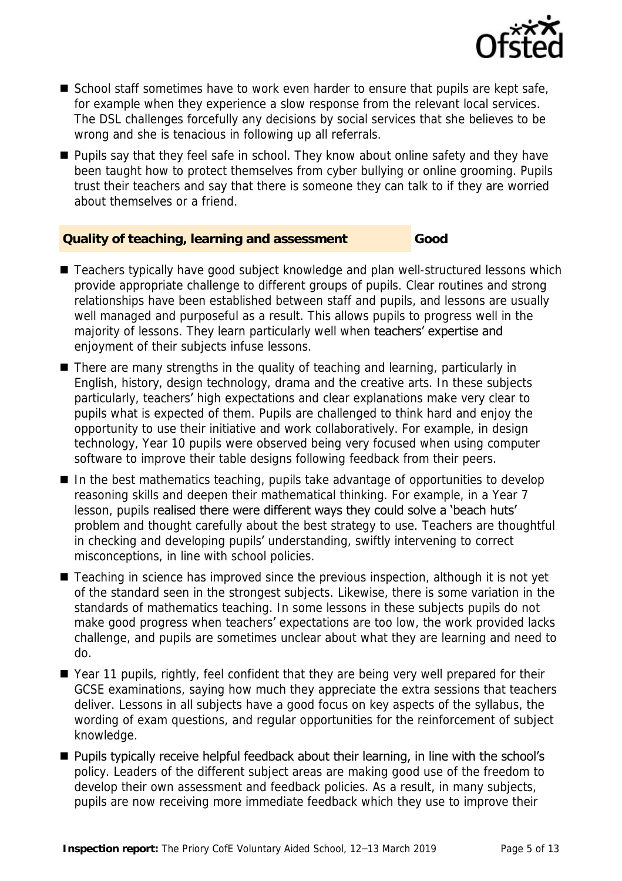- School staff sometimes have to work even harder to ensure that pupils are kept safe, for example when they experience a slow response from the relevant local services. The DSL challenges forcefully any decisions by social services that she believes to be wrong and she is tenacious in following up all referrals.
- Pupils say that they feel safe in school. They know about online safety and they have been taught how to protect themselves from cyber bullying or online grooming. Pupils trust their teachers and say that there is someone they can talk to if they are worried about themselves or a friend.

## Quality of teaching, learning and assessment — Good

- Teachers typically have good subject knowledge and plan well-structured lessons which provide appropriate challenge to different groups of pupils. Clear routines and strong relationships have been established between staff and pupils, and lessons are usually well managed and purposeful as a result. This allows pupils to progress well in the majority of lessons. They learn particularly well when teachers' expertise and enjoyment of their subjects infuse lessons.
- There are many strengths in the quality of teaching and learning, particularly in English, history, design technology, drama and the creative arts. In these subjects particularly, teachers' high expectations and clear explanations make very clear to pupils what is expected of them. Pupils are challenged to think hard and enjoy the opportunity to use their initiative and work collaboratively. For example, in design technology, Year 10 pupils were observed being very focused when using computer software to improve their table designs following feedback from their peers.
- In the best mathematics teaching, pupils take advantage of opportunities to develop reasoning skills and deepen their mathematical thinking. For example, in a Year 7 lesson, pupils realised there were different ways they could solve a 'beach huts' problem and thought carefully about the best strategy to use. Teachers are thoughtful in checking and developing pupils' understanding, swiftly intervening to correct misconceptions, in line with school policies.
- Teaching in science has improved since the previous inspection, although it is not yet of the standard seen in the strongest subjects. Likewise, there is some variation in the standards of mathematics teaching. In some lessons in these subjects pupils do not make good progress when teachers' expectations are too low, the work provided lacks challenge, and pupils are sometimes unclear about what they are learning and need to do.
- Year 11 pupils, rightly, feel confident that they are being very well prepared for their GCSE examinations, saying how much they appreciate the extra sessions that teachers deliver. Lessons in all subjects have a good focus on key aspects of the syllabus, the wording of exam questions, and regular opportunities for the reinforcement of subject knowledge.
- Pupils typically receive helpful feedback about their learning, in line with the school's policy. Leaders of the different subject areas are making good use of the freedom to develop their own assessment and feedback policies. As a result, in many subjects, pupils are now receiving more immediate feedback which they use to improve their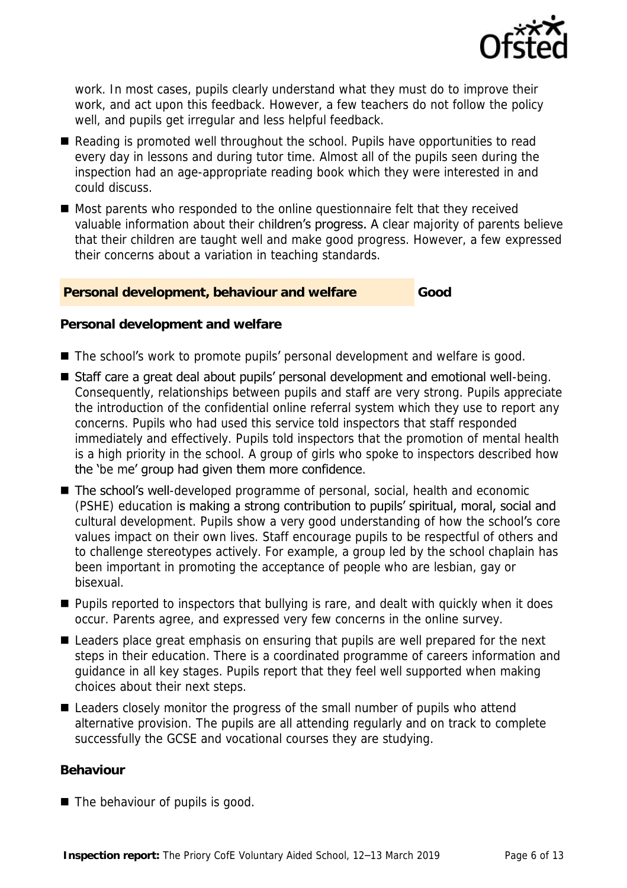work. In most cases, pupils clearly understand what they must do to improve their work, and act upon this feedback. However, a few teachers do not follow the policy well, and pupils get irregular and less helpful feedback.

- Reading is promoted well throughout the school. Pupils have opportunities to read every day in lessons and during tutor time. Almost all of the pupils seen during the inspection had an age-appropriate reading book which they were interested in and could discuss.
- Most parents who responded to the online questionnaire felt that they received valuable information about their children's progress. A clear majority of parents believe that their children are taught well and make good progress. However, a few expressed their concerns about a variation in teaching standards.

## Personal development, behaviour and welfare — Good

### Personal development and welfare

- The school's work to promote pupils' personal development and welfare is good.
- Staff care a great deal about pupils' personal development and emotional well-being. Consequently, relationships between pupils and staff are very strong. Pupils appreciate the introduction of the confidential online referral system which they use to report any concerns. Pupils who had used this service told inspectors that staff responded immediately and effectively. Pupils told inspectors that the promotion of mental health is a high priority in the school. A group of girls who spoke to inspectors described how the 'be me' group had given them more confidence.
- The school's well-developed programme of personal, social, health and economic (PSHE) education is making a strong contribution to pupils' spiritual, moral, social and cultural development. Pupils show a very good understanding of how the school's core values impact on their own lives. Staff encourage pupils to be respectful of others and to challenge stereotypes actively. For example, a group led by the school chaplain has been important in promoting the acceptance of people who are lesbian, gay or bisexual.
- Pupils reported to inspectors that bullying is rare, and dealt with quickly when it does occur. Parents agree, and expressed very few concerns in the online survey.
- Leaders place great emphasis on ensuring that pupils are well prepared for the next steps in their education. There is a coordinated programme of careers information and guidance in all key stages. Pupils report that they feel well supported when making choices about their next steps.
- Leaders closely monitor the progress of the small number of pupils who attend alternative provision. The pupils are all attending regularly and on track to complete successfully the GCSE and vocational courses they are studying.

### Behaviour

- The behaviour of pupils is good.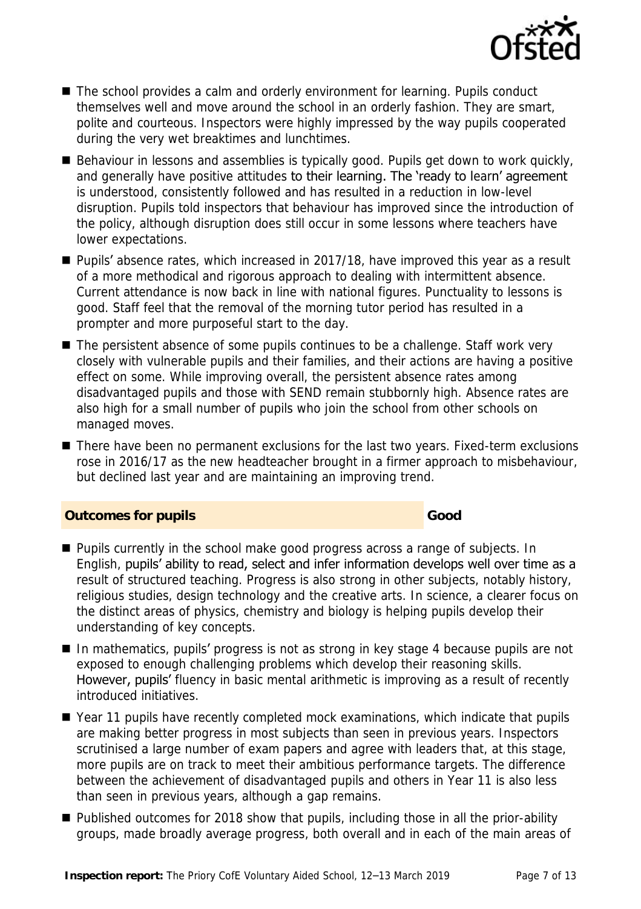- The school provides a calm and orderly environment for learning. Pupils conduct themselves well and move around the school in an orderly fashion. They are smart, polite and courteous. Inspectors were highly impressed by the way pupils cooperated during the very wet breaktimes and lunchtimes.
- Behaviour in lessons and assemblies is typically good. Pupils get down to work quickly, and generally have positive attitudes to their learning. The 'ready to learn' agreement is understood, consistently followed and has resulted in a reduction in low-level disruption. Pupils told inspectors that behaviour has improved since the introduction of the policy, although disruption does still occur in some lessons where teachers have lower expectations.
- Pupils' absence rates, which increased in 2017/18, have improved this year as a result of a more methodical and rigorous approach to dealing with intermittent absence. Current attendance is now back in line with national figures. Punctuality to lessons is good. Staff feel that the removal of the morning tutor period has resulted in a prompter and more purposeful start to the day.
- The persistent absence of some pupils continues to be a challenge. Staff work very closely with vulnerable pupils and their families, and their actions are having a positive effect on some. While improving overall, the persistent absence rates among disadvantaged pupils and those with SEND remain stubbornly high. Absence rates are also high for a small number of pupils who join the school from other schools on managed moves.
- There have been no permanent exclusions for the last two years. Fixed-term exclusions rose in 2016/17 as the new headteacher brought in a firmer approach to misbehaviour, but declined last year and are maintaining an improving trend.

## Outcomes for pupils — Good

- Pupils currently in the school make good progress across a range of subjects. In English, pupils' ability to read, select and infer information develops well over time as a result of structured teaching. Progress is also strong in other subjects, notably history, religious studies, design technology and the creative arts. In science, a clearer focus on the distinct areas of physics, chemistry and biology is helping pupils develop their understanding of key concepts.
- In mathematics, pupils' progress is not as strong in key stage 4 because pupils are not exposed to enough challenging problems which develop their reasoning skills. However, pupils' fluency in basic mental arithmetic is improving as a result of recently introduced initiatives.
- Year 11 pupils have recently completed mock examinations, which indicate that pupils are making better progress in most subjects than seen in previous years. Inspectors scrutinised a large number of exam papers and agree with leaders that, at this stage, more pupils are on track to meet their ambitious performance targets. The difference between the achievement of disadvantaged pupils and others in Year 11 is also less than seen in previous years, although a gap remains.
- Published outcomes for 2018 show that pupils, including those in all the prior-ability groups, made broadly average progress, both overall and in each of the main areas of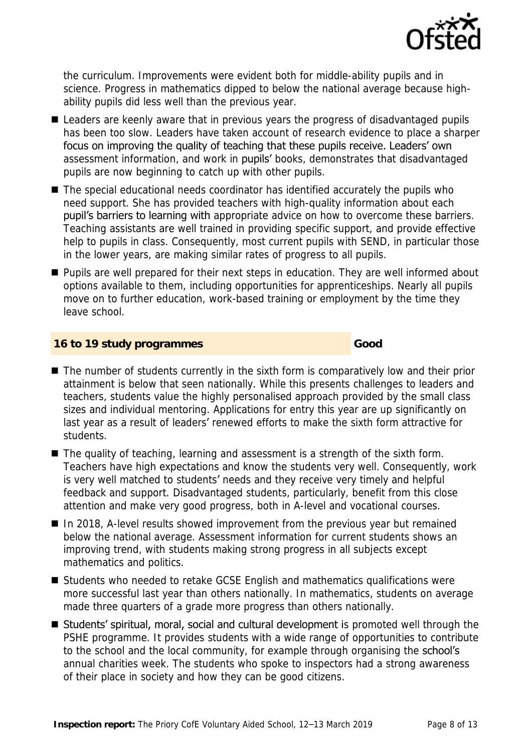the curriculum. Improvements were evident both for middle-ability pupils and in science. Progress in mathematics dipped to below the national average because high-ability pupils did less well than the previous year.

- Leaders are keenly aware that in previous years the progress of disadvantaged pupils has been too slow. Leaders have taken account of research evidence to place a sharper focus on improving the quality of teaching that these pupils receive. Leaders' own assessment information, and work in pupils' books, demonstrates that disadvantaged pupils are now beginning to catch up with other pupils.
- The special educational needs coordinator has identified accurately the pupils who need support. She has provided teachers with high-quality information about each pupil's barriers to learning with appropriate advice on how to overcome these barriers. Teaching assistants are well trained in providing specific support, and provide effective help to pupils in class. Consequently, most current pupils with SEND, in particular those in the lower years, are making similar rates of progress to all pupils.
- Pupils are well prepared for their next steps in education. They are well informed about options available to them, including opportunities for apprenticeships. Nearly all pupils move on to further education, work-based training or employment by the time they leave school.

## 16 to 19 study programmes — Good

- The number of students currently in the sixth form is comparatively low and their prior attainment is below that seen nationally. While this presents challenges to leaders and teachers, students value the highly personalised approach provided by the small class sizes and individual mentoring. Applications for entry this year are up significantly on last year as a result of leaders' renewed efforts to make the sixth form attractive for students.
- The quality of teaching, learning and assessment is a strength of the sixth form. Teachers have high expectations and know the students very well. Consequently, work is very well matched to students' needs and they receive very timely and helpful feedback and support. Disadvantaged students, particularly, benefit from this close attention and make very good progress, both in A-level and vocational courses.
- In 2018, A-level results showed improvement from the previous year but remained below the national average. Assessment information for current students shows an improving trend, with students making strong progress in all subjects except mathematics and politics.
- Students who needed to retake GCSE English and mathematics qualifications were more successful last year than others nationally. In mathematics, students on average made three quarters of a grade more progress than others nationally.
- Students' spiritual, moral, social and cultural development is promoted well through the PSHE programme. It provides students with a wide range of opportunities to contribute to the school and the local community, for example through organising the school's annual charities week. The students who spoke to inspectors had a strong awareness of their place in society and how they can be good citizens.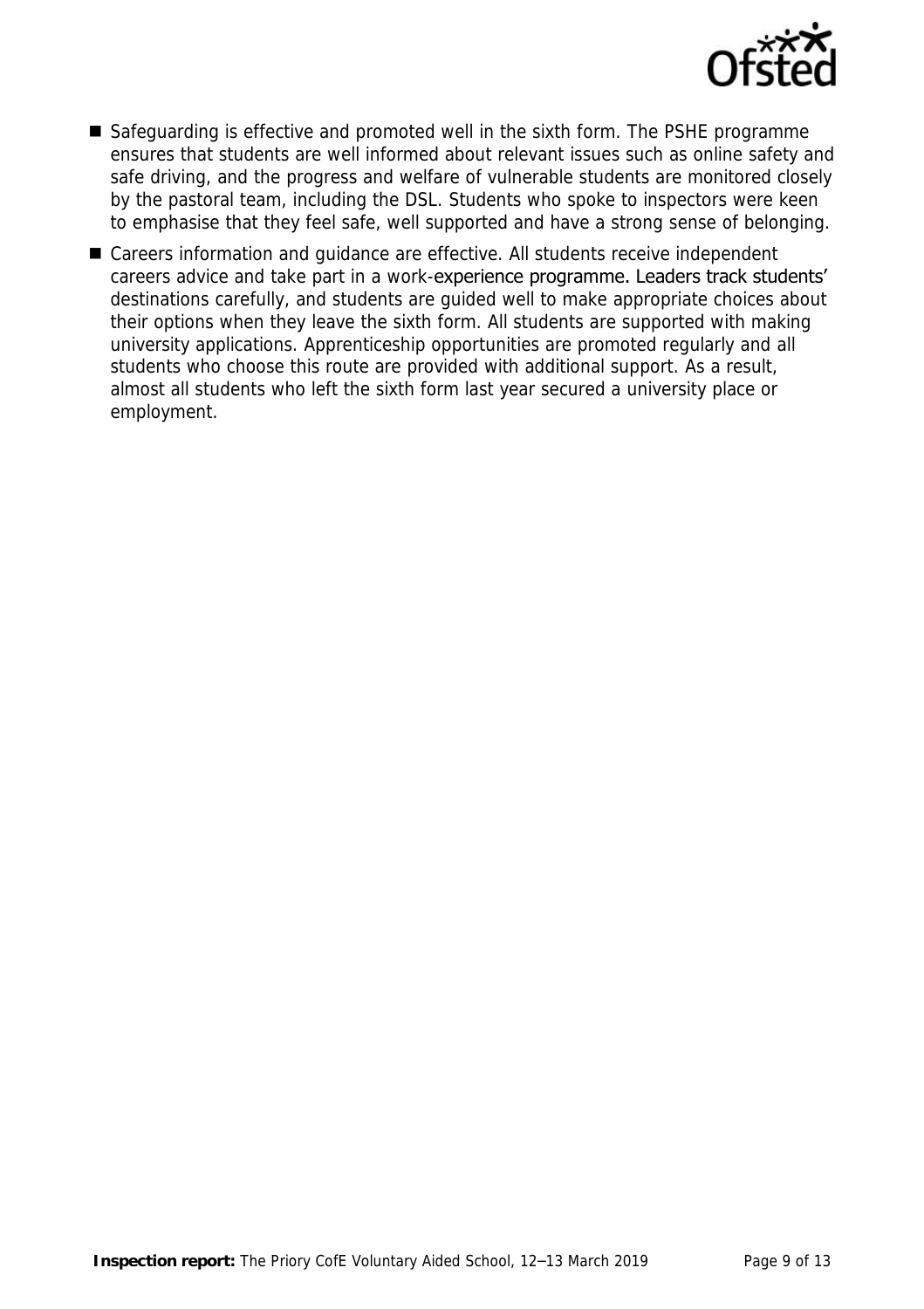- Safeguarding is effective and promoted well in the sixth form. The PSHE programme ensures that students are well informed about relevant issues such as online safety and safe driving, and the progress and welfare of vulnerable students are monitored closely by the pastoral team, including the DSL. Students who spoke to inspectors were keen to emphasise that they feel safe, well supported and have a strong sense of belonging.
- Careers information and guidance are effective. All students receive independent careers advice and take part in a work-experience programme. Leaders track students' destinations carefully, and students are guided well to make appropriate choices about their options when they leave the sixth form. All students are supported with making university applications. Apprenticeship opportunities are promoted regularly and all students who choose this route are provided with additional support. As a result, almost all students who left the sixth form last year secured a university place or employment.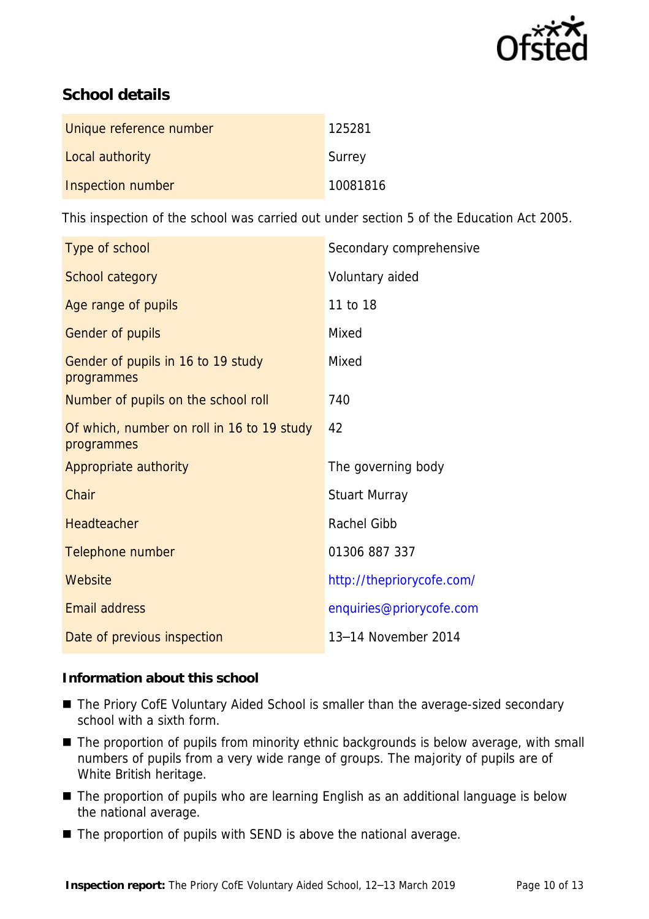## School details

| | |
|---|---|
| Unique reference number | 125281 |
| Local authority | Surrey |
| Inspection number | 10081816 |

This inspection of the school was carried out under section 5 of the Education Act 2005.

| | |
|---|---|
| Type of school | Secondary comprehensive |
| School category | Voluntary aided |
| Age range of pupils | 11 to 18 |
| Gender of pupils | Mixed |
| Gender of pupils in 16 to 19 study programmes | Mixed |
| Number of pupils on the school roll | 740 |
| Of which, number on roll in 16 to 19 study programmes | 42 |
| Appropriate authority | The governing body |
| Chair | Stuart Murray |
| Headteacher | Rachel Gibb |
| Telephone number | 01306 887 337 |
| Website | http://thepriorycofe.com/ |
| Email address | enquiries@priorycofe.com |
| Date of previous inspection | 13–14 November 2014 |

### Information about this school

- The Priory CofE Voluntary Aided School is smaller than the average-sized secondary school with a sixth form.
- The proportion of pupils from minority ethnic backgrounds is below average, with small numbers of pupils from a very wide range of groups. The majority of pupils are of White British heritage.
- The proportion of pupils who are learning English as an additional language is below the national average.
- The proportion of pupils with SEND is above the national average.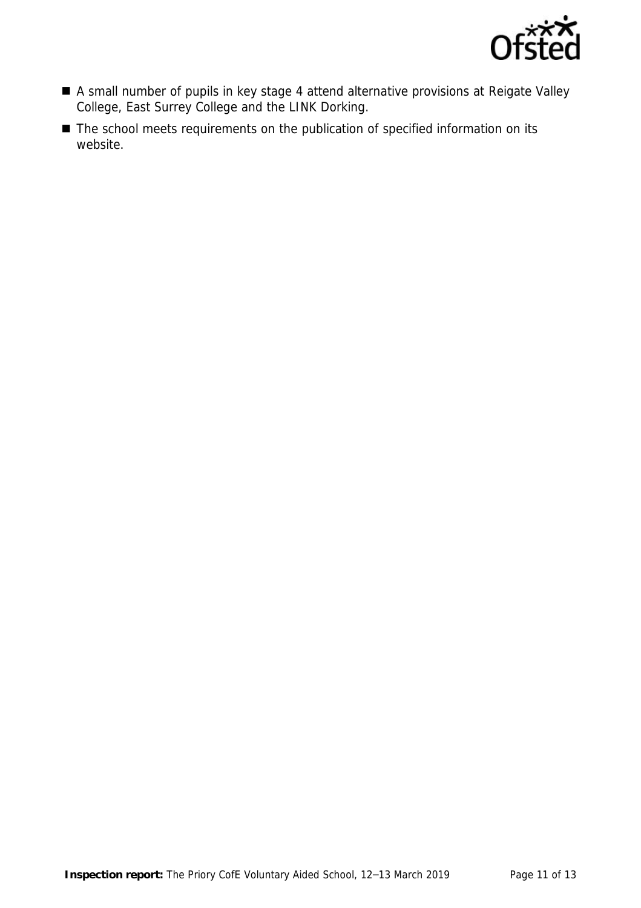- A small number of pupils in key stage 4 attend alternative provisions at Reigate Valley College, East Surrey College and the LINK Dorking.
- The school meets requirements on the publication of specified information on its website.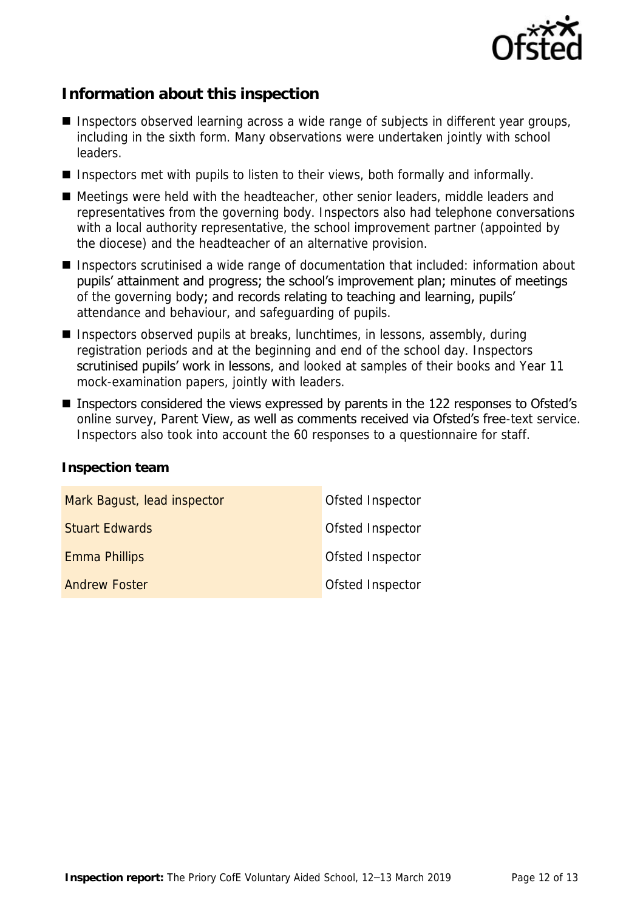## Information about this inspection

- Inspectors observed learning across a wide range of subjects in different year groups, including in the sixth form. Many observations were undertaken jointly with school leaders.
- Inspectors met with pupils to listen to their views, both formally and informally.
- Meetings were held with the headteacher, other senior leaders, middle leaders and representatives from the governing body. Inspectors also had telephone conversations with a local authority representative, the school improvement partner (appointed by the diocese) and the headteacher of an alternative provision.
- Inspectors scrutinised a wide range of documentation that included: information about pupils' attainment and progress; the school's improvement plan; minutes of meetings of the governing body; and records relating to teaching and learning, pupils' attendance and behaviour, and safeguarding of pupils.
- Inspectors observed pupils at breaks, lunchtimes, in lessons, assembly, during registration periods and at the beginning and end of the school day. Inspectors scrutinised pupils' work in lessons, and looked at samples of their books and Year 11 mock-examination papers, jointly with leaders.
- Inspectors considered the views expressed by parents in the 122 responses to Ofsted's online survey, Parent View, as well as comments received via Ofsted's free-text service. Inspectors also took into account the 60 responses to a questionnaire for staff.

### Inspection team

| | |
|---|---|
| Mark Bagust, lead inspector | Ofsted Inspector |
| Stuart Edwards | Ofsted Inspector |
| Emma Phillips | Ofsted Inspector |
| Andrew Foster | Ofsted Inspector |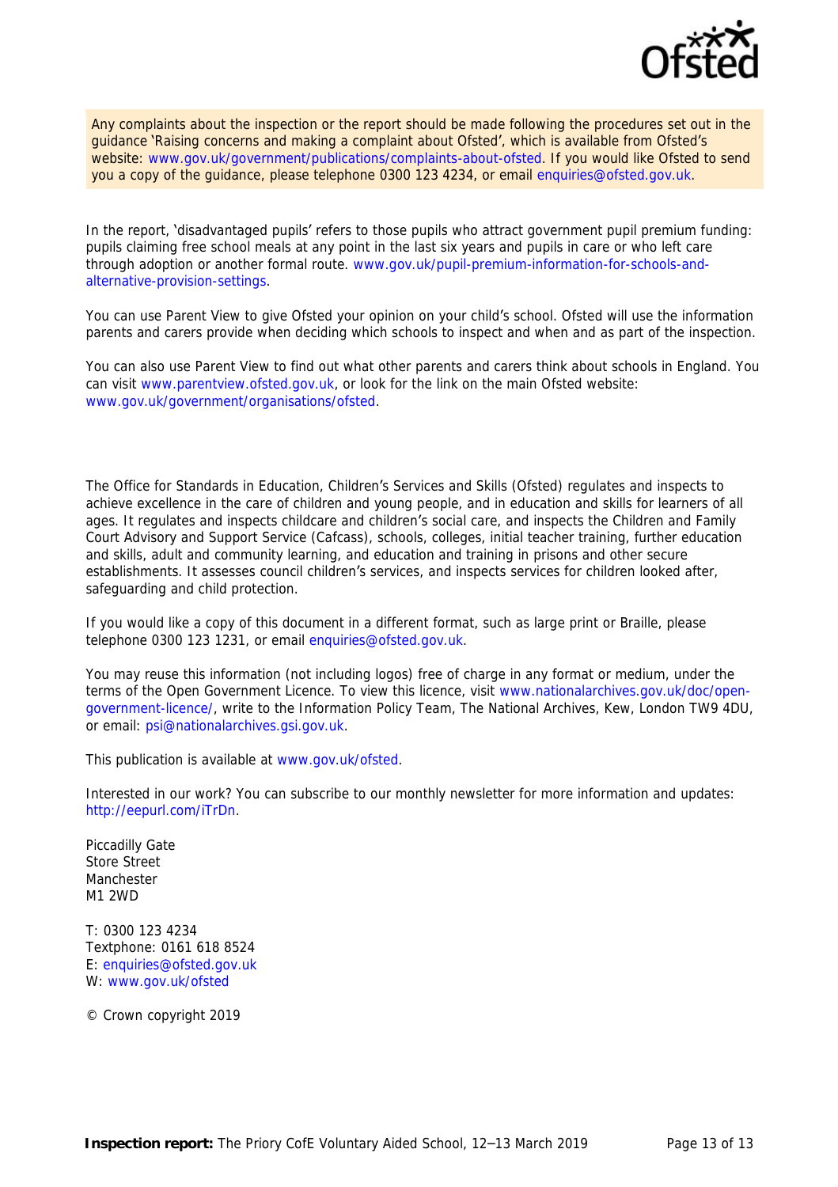Any complaints about the inspection or the report should be made following the procedures set out in the guidance 'Raising concerns and making a complaint about Ofsted', which is available from Ofsted's website: www.gov.uk/government/publications/complaints-about-ofsted. If you would like Ofsted to send you a copy of the guidance, please telephone 0300 123 4234, or email enquiries@ofsted.gov.uk.

In the report, 'disadvantaged pupils' refers to those pupils who attract government pupil premium funding: pupils claiming free school meals at any point in the last six years and pupils in care or who left care through adoption or another formal route. www.gov.uk/pupil-premium-information-for-schools-and-alternative-provision-settings.

You can use Parent View to give Ofsted your opinion on your child's school. Ofsted will use the information parents and carers provide when deciding which schools to inspect and when and as part of the inspection.

You can also use Parent View to find out what other parents and carers think about schools in England. You can visit www.parentview.ofsted.gov.uk, or look for the link on the main Ofsted website: www.gov.uk/government/organisations/ofsted.

The Office for Standards in Education, Children's Services and Skills (Ofsted) regulates and inspects to achieve excellence in the care of children and young people, and in education and skills for learners of all ages. It regulates and inspects childcare and children's social care, and inspects the Children and Family Court Advisory and Support Service (Cafcass), schools, colleges, initial teacher training, further education and skills, adult and community learning, and education and training in prisons and other secure establishments. It assesses council children's services, and inspects services for children looked after, safeguarding and child protection.

If you would like a copy of this document in a different format, such as large print or Braille, please telephone 0300 123 1231, or email enquiries@ofsted.gov.uk.

You may reuse this information (not including logos) free of charge in any format or medium, under the terms of the Open Government Licence. To view this licence, visit www.nationalarchives.gov.uk/doc/open-government-licence/, write to the Information Policy Team, The National Archives, Kew, London TW9 4DU, or email: psi@nationalarchives.gsi.gov.uk.

This publication is available at www.gov.uk/ofsted.

Interested in our work? You can subscribe to our monthly newsletter for more information and updates: http://eepurl.com/iTrDn.

Piccadilly Gate
Store Street
Manchester
M1 2WD

T: 0300 123 4234
Textphone: 0161 618 8524
E: enquiries@ofsted.gov.uk
W: www.gov.uk/ofsted

© Crown copyright 2019